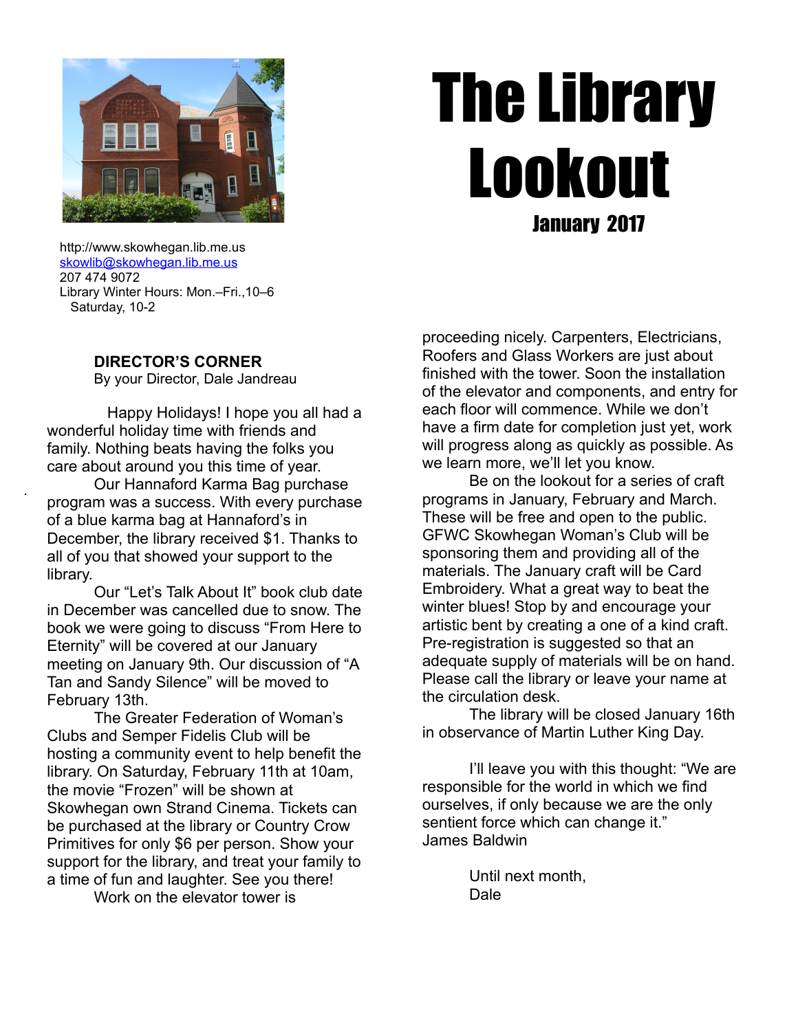# The Library Lookout

## January 2017

http://www.skowhegan.lib.me.us
skowlib@skowhegan.lib.me.us
207 474 9072
Library Winter Hours: Mon.–Fri.,10–6
Saturday, 10-2

### DIRECTOR'S CORNER

By your Director, Dale Jandreau

Happy Holidays! I hope you all had a wonderful holiday time with friends and family. Nothing beats having the folks you care about around you this time of year.

Our Hannaford Karma Bag purchase program was a success. With every purchase of a blue karma bag at Hannaford's in December, the library received $1. Thanks to all of you that showed your support to the library.

Our "Let's Talk About It" book club date in December was cancelled due to snow. The book we were going to discuss "From Here to Eternity" will be covered at our January meeting on January 9th. Our discussion of "A Tan and Sandy Silence" will be moved to February 13th.

The Greater Federation of Woman's Clubs and Semper Fidelis Club will be hosting a community event to help benefit the library. On Saturday, February 11th at 10am, the movie "Frozen" will be shown at Skowhegan own Strand Cinema. Tickets can be purchased at the library or Country Crow Primitives for only $6 per person. Show your support for the library, and treat your family to a time of fun and laughter. See you there!

Work on the elevator tower is proceeding nicely. Carpenters, Electricians, Roofers and Glass Workers are just about finished with the tower. Soon the installation of the elevator and components, and entry for each floor will commence. While we don't have a firm date for completion just yet, work will progress along as quickly as possible. As we learn more, we'll let you know.

Be on the lookout for a series of craft programs in January, February and March. These will be free and open to the public. GFWC Skowhegan Woman's Club will be sponsoring them and providing all of the materials. The January craft will be Card Embroidery. What a great way to beat the winter blues! Stop by and encourage your artistic bent by creating a one of a kind craft. Pre-registration is suggested so that an adequate supply of materials will be on hand. Please call the library or leave your name at the circulation desk.

The library will be closed January 16th in observance of Martin Luther King Day.

I'll leave you with this thought: "We are responsible for the world in which we find ourselves, if only because we are the only sentient force which can change it."
James Baldwin

Until next month,
Dale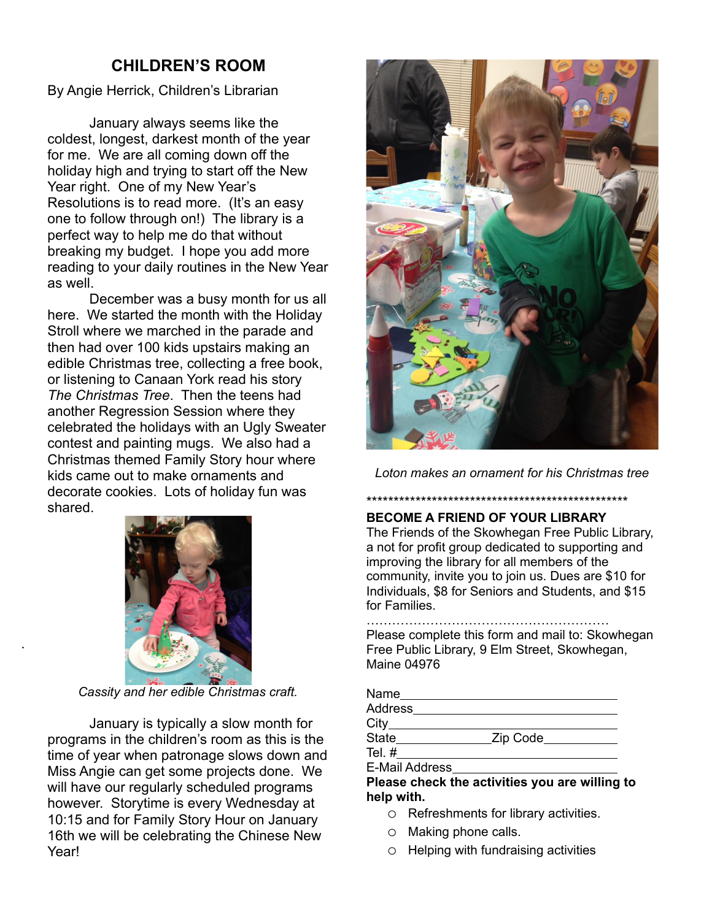## CHILDREN'S ROOM

By Angie Herrick, Children's Librarian

January always seems like the coldest, longest, darkest month of the year for me. We are all coming down off the holiday high and trying to start off the New Year right. One of my New Year's Resolutions is to read more. (It's an easy one to follow through on!) The library is a perfect way to help me do that without breaking my budget. I hope you add more reading to your daily routines in the New Year as well.

December was a busy month for us all here. We started the month with the Holiday Stroll where we marched in the parade and then had over 100 kids upstairs making an edible Christmas tree, collecting a free book, or listening to Canaan York read his story *The Christmas Tree*. Then the teens had another Regression Session where they celebrated the holidays with an Ugly Sweater contest and painting mugs. We also had a Christmas themed Family Story hour where kids came out to make ornaments and decorate cookies. Lots of holiday fun was shared.

*Cassity and her edible Christmas craft.*

January is typically a slow month for programs in the children's room as this is the time of year when patronage slows down and Miss Angie can get some projects done. We will have our regularly scheduled programs however. Storytime is every Wednesday at 10:15 and for Family Story Hour on January 16th we will be celebrating the Chinese New Year!

*Loton makes an ornament for his Christmas tree*

***************************************************

**BECOME A FRIEND OF YOUR LIBRARY**

The Friends of the Skowhegan Free Public Library, a not for profit group dedicated to supporting and improving the library for all members of the community, invite you to join us. Dues are $10 for Individuals, $8 for Seniors and Students, and $15 for Families.

…………………………………………………

Please complete this form and mail to: Skowhegan Free Public Library, 9 Elm Street, Skowhegan, Maine 04976

Name_______________________________

Address_____________________________

City________________________________

State______________Zip Code__________

Tel. #_______________________________

E-Mail Address_______________________

**Please check the activities you are willing to help with.**

- ○ Refreshments for library activities.
- ○ Making phone calls.
- ○ Helping with fundraising activities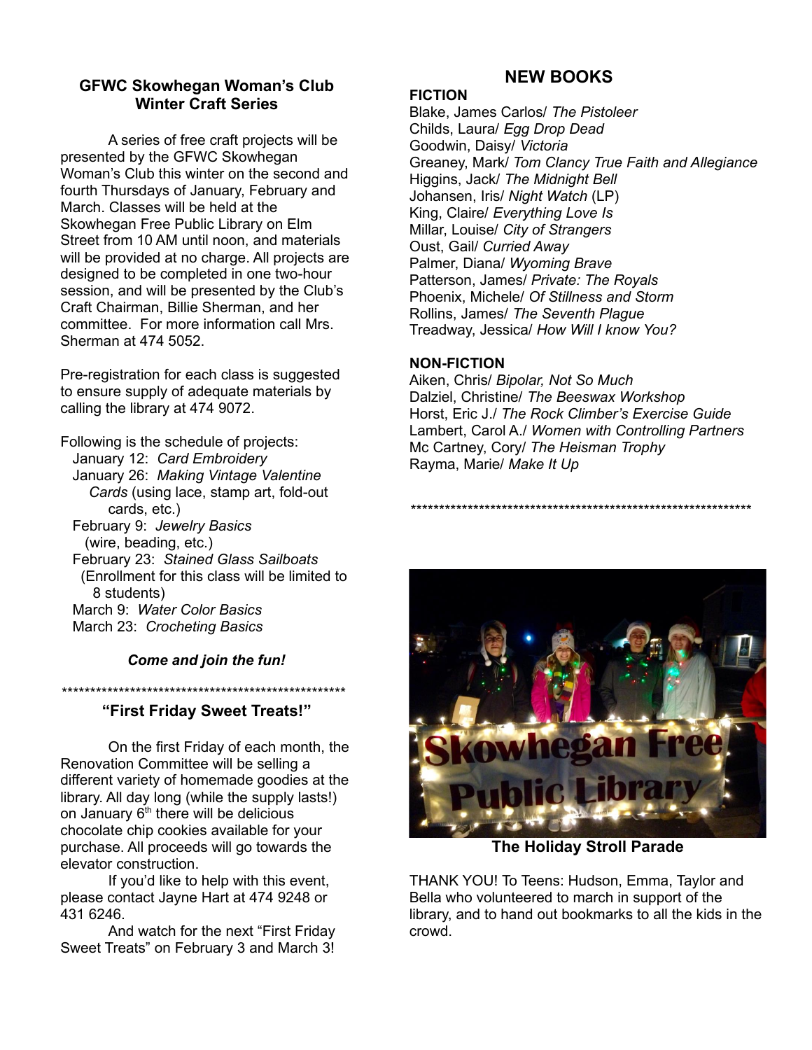## GFWC Skowhegan Woman's Club Winter Craft Series

A series of free craft projects will be presented by the GFWC Skowhegan Woman's Club this winter on the second and fourth Thursdays of January, February and March. Classes will be held at the Skowhegan Free Public Library on Elm Street from 10 AM until noon, and materials will be provided at no charge. All projects are designed to be completed in one two-hour session, and will be presented by the Club's Craft Chairman, Billie Sherman, and her committee. For more information call Mrs. Sherman at 474 5052.

Pre-registration for each class is suggested to ensure supply of adequate materials by calling the library at 474 9072.

Following is the schedule of projects:

- January 12: *Card Embroidery*
- January 26: *Making Vintage Valentine Cards* (using lace, stamp art, fold-out cards, etc.)
- February 9: *Jewelry Basics* (wire, beading, etc.)
- February 23: *Stained Glass Sailboats* (Enrollment for this class will be limited to 8 students)
- March 9: *Water Color Basics*
- March 23: *Crocheting Basics*

***Come and join the fun!***

****************************************************

## "First Friday Sweet Treats!"

On the first Friday of each month, the Renovation Committee will be selling a different variety of homemade goodies at the library. All day long (while the supply lasts!) on January 6th there will be delicious chocolate chip cookies available for your purchase. All proceeds will go towards the elevator construction.

If you'd like to help with this event, please contact Jayne Hart at 474 9248 or 431 6246.

And watch for the next "First Friday Sweet Treats" on February 3 and March 3!

## NEW BOOKS

**FICTION**

Blake, James Carlos/ *The Pistoleer*
Childs, Laura/ *Egg Drop Dead*
Goodwin, Daisy/ *Victoria*
Greaney, Mark/ *Tom Clancy True Faith and Allegiance*
Higgins, Jack/ *The Midnight Bell*
Johansen, Iris/ *Night Watch* (LP)
King, Claire/ *Everything Love Is*
Millar, Louise/ *City of Strangers*
Oust, Gail/ *Curried Away*
Palmer, Diana/ *Wyoming Brave*
Patterson, James/ *Private: The Royals*
Phoenix, Michele/ *Of Stillness and Storm*
Rollins, James/ *The Seventh Plague*
Treadway, Jessica/ *How Will I know You?*

**NON-FICTION**

Aiken, Chris/ *Bipolar, Not So Much*
Dalziel, Christine/ *The Beeswax Workshop*
Horst, Eric J./ *The Rock Climber's Exercise Guide*
Lambert, Carol A./ *Women with Controlling Partners*
Mc Cartney, Cory/ *The Heisman Trophy*
Rayma, Marie/ *Make It Up*

****************************************************************

**The Holiday Stroll Parade**

THANK YOU! To Teens: Hudson, Emma, Taylor and Bella who volunteered to march in support of the library, and to hand out bookmarks to all the kids in the crowd.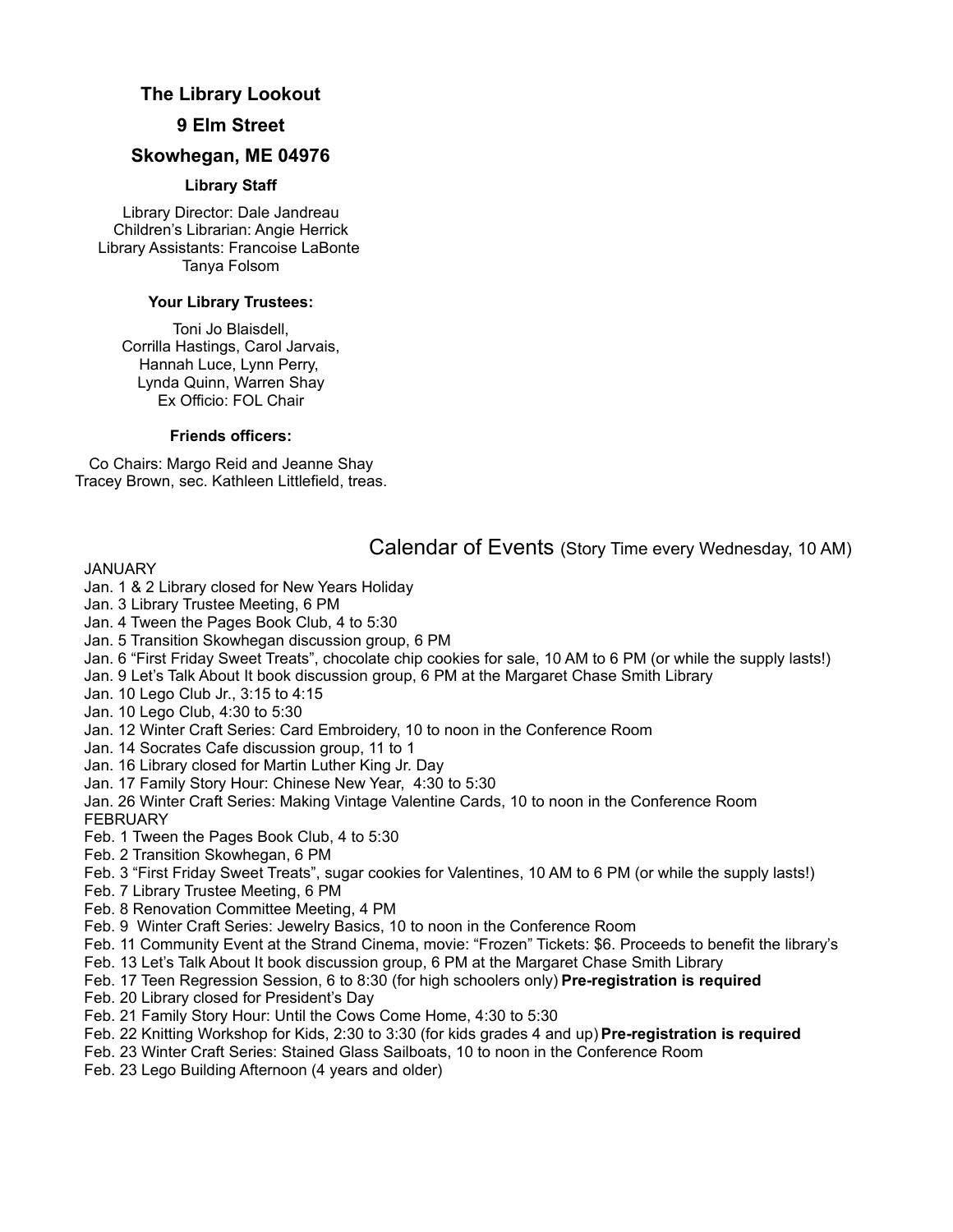**The Library Lookout**

**9 Elm Street**

**Skowhegan, ME 04976**

**Library Staff**

Library Director: Dale Jandreau
Children's Librarian: Angie Herrick
Library Assistants: Francoise LaBonte
Tanya Folsom

**Your Library Trustees:**

Toni Jo Blaisdell,
Corrilla Hastings, Carol Jarvais,
Hannah Luce, Lynn Perry,
Lynda Quinn, Warren Shay
Ex Officio: FOL Chair

**Friends officers:**

Co Chairs: Margo Reid and Jeanne Shay
Tracey Brown, sec. Kathleen Littlefield, treas.

## Calendar of Events (Story Time every Wednesday, 10 AM)

JANUARY

Jan. 1 & 2 Library closed for New Years Holiday
Jan. 3 Library Trustee Meeting, 6 PM
Jan. 4 Tween the Pages Book Club, 4 to 5:30
Jan. 5 Transition Skowhegan discussion group, 6 PM
Jan. 6 "First Friday Sweet Treats", chocolate chip cookies for sale, 10 AM to 6 PM (or while the supply lasts!)
Jan. 9 Let's Talk About It book discussion group, 6 PM at the Margaret Chase Smith Library
Jan. 10 Lego Club Jr., 3:15 to 4:15
Jan. 10 Lego Club, 4:30 to 5:30
Jan. 12 Winter Craft Series: Card Embroidery, 10 to noon in the Conference Room
Jan. 14 Socrates Cafe discussion group, 11 to 1
Jan. 16 Library closed for Martin Luther King Jr. Day
Jan. 17 Family Story Hour: Chinese New Year, 4:30 to 5:30
Jan. 26 Winter Craft Series: Making Vintage Valentine Cards, 10 to noon in the Conference Room

FEBRUARY

Feb. 1 Tween the Pages Book Club, 4 to 5:30
Feb. 2 Transition Skowhegan, 6 PM
Feb. 3 "First Friday Sweet Treats", sugar cookies for Valentines, 10 AM to 6 PM (or while the supply lasts!)
Feb. 7 Library Trustee Meeting, 6 PM
Feb. 8 Renovation Committee Meeting, 4 PM
Feb. 9 Winter Craft Series: Jewelry Basics, 10 to noon in the Conference Room
Feb. 11 Community Event at the Strand Cinema, movie: "Frozen" Tickets: $6. Proceeds to benefit the library's
Feb. 13 Let's Talk About It book discussion group, 6 PM at the Margaret Chase Smith Library
Feb. 17 Teen Regression Session, 6 to 8:30 (for high schoolers only) **Pre-registration is required**
Feb. 20 Library closed for President's Day
Feb. 21 Family Story Hour: Until the Cows Come Home, 4:30 to 5:30
Feb. 22 Knitting Workshop for Kids, 2:30 to 3:30 (for kids grades 4 and up) **Pre-registration is required**
Feb. 23 Winter Craft Series: Stained Glass Sailboats, 10 to noon in the Conference Room
Feb. 23 Lego Building Afternoon (4 years and older)